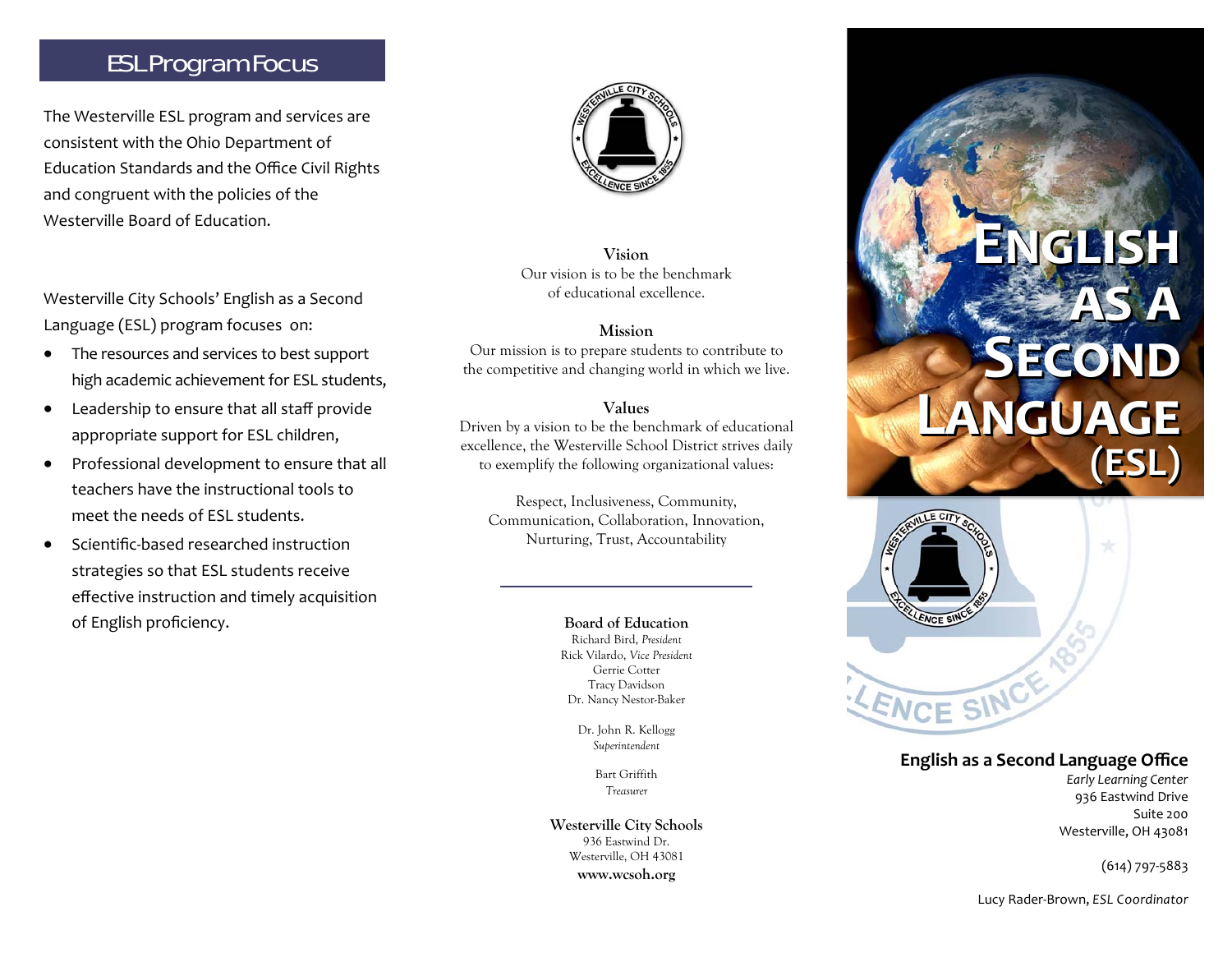## ESL Program Focus

The Westerville ESL program and services are consistent with the Ohio Department of Education Standards and the Office Civil Rights and congruent with the policies of the Westerville Board of Education.

Westerville City Schools' English as a Second Language (ESL) program focuses on:

- The resources and services to best support high academic achievement for ESL students,
- Leadership to ensure that all staff provide appropriate support for ESL children,
- Professional development to ensure that all teachers have the instructional tools to meet the needs of ESL students.
- Scientific-based researched instruction strategies so that ESL students receive effective instruction and timely acquisition of English proficiency.

**Vision**
Our vision is to be the benchmark of educational excellence.

**Mission**
Our mission is to prepare students to contribute to the competitive and changing world in which we live.

**Values**
Driven by a vision to be the benchmark of educational excellence, the Westerville School District strives daily to exemplify the following organizational values:

Respect, Inclusiveness, Community, Communication, Collaboration, Innovation, Nurturing, Trust, Accountability

---

**Board of Education**
Richard Bird, *President*
Rick Vilardo, *Vice President*
Gerrie Cotter
Tracy Davidson
Dr. Nancy Nestor-Baker

Dr. John R. Kellogg
*Superintendent*

Bart Griffith
*Treasurer*

**Westerville City Schools**
936 Eastwind Dr.
Westerville, OH 43081
**www.wcsoh.org**

# ENGLISH AS A SECOND LANGUAGE (ESL)

**English as a Second Language Office**
*Early Learning Center*
936 Eastwind Drive
Suite 200
Westerville, OH 43081

(614) 797-5883

Lucy Rader-Brown, *ESL Coordinator*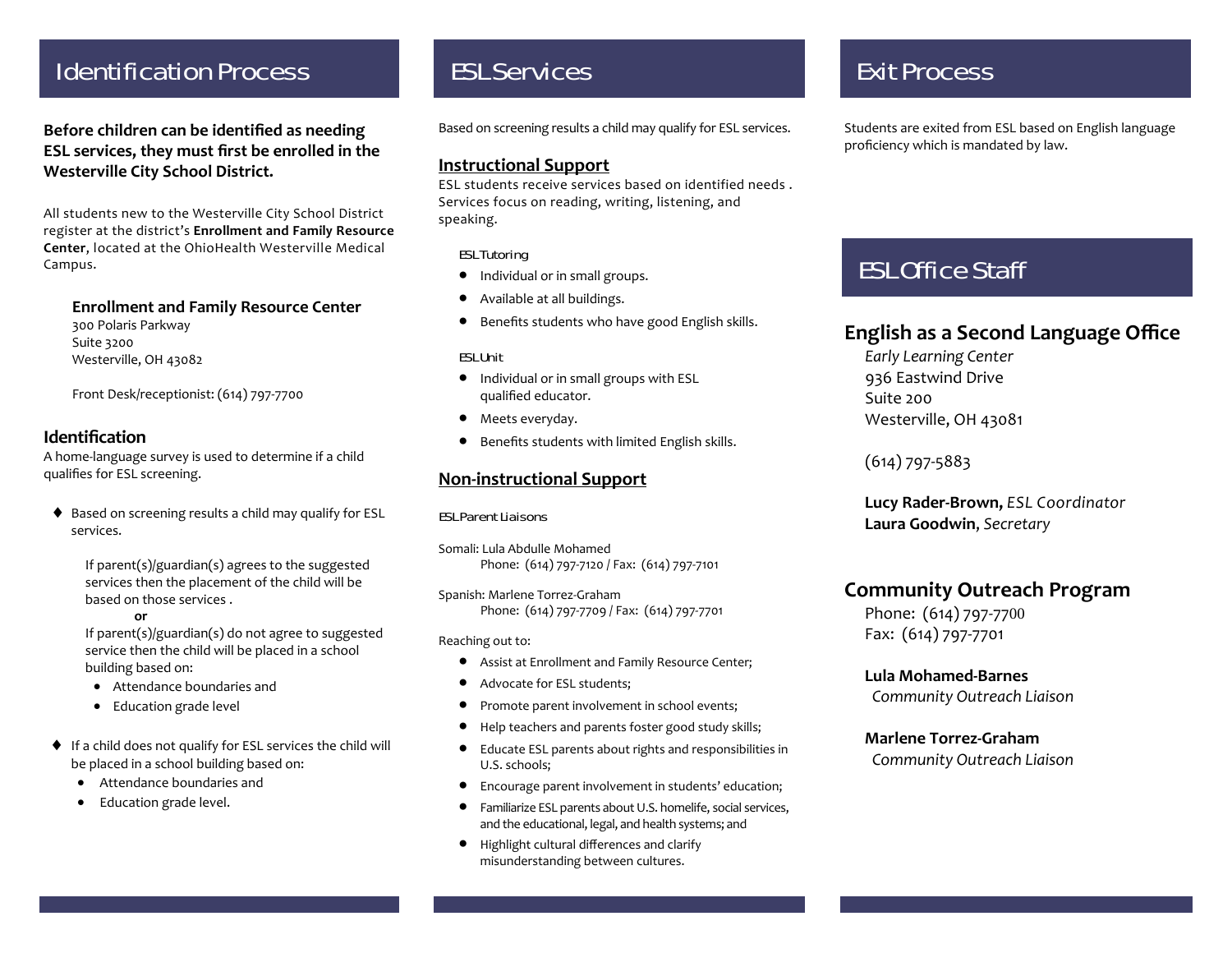## Identification Process

**Before children can be identified as needing ESL services, they must first be enrolled in the Westerville City School District.**

All students new to the Westerville City School District register at the district's **Enrollment and Family Resource Center**, located at the OhioHealth Westerville Medical Campus.

**Enrollment and Family Resource Center**
300 Polaris Parkway
Suite 3200
Westerville, OH 43082

Front Desk/receptionist: (614) 797-7700

### Identification

A home-language survey is used to determine if a child qualifies for ESL screening.

- Based on screening results a child may qualify for ESL services.

  If parent(s)/guardian(s) agrees to the suggested services then the placement of the child will be based on those services .

  **or**

  If parent(s)/guardian(s) do not agree to suggested service then the child will be placed in a school building based on:
  - Attendance boundaries and
  - Education grade level

- If a child does not qualify for ESL services the child will be placed in a school building based on:
  - Attendance boundaries and
  - Education grade level.

## ESL Services

Based on screening results a child may qualify for ESL services.

### Instructional Support

ESL students receive services based on identified needs . Services focus on reading, writing, listening, and speaking.

ESL Tutoring

- Individual or in small groups.
- Available at all buildings.
- Benefits students who have good English skills.

ESL Unit

- Individual or in small groups with ESL qualified educator.
- Meets everyday.
- Benefits students with limited English skills.

### Non-instructional Support

ESL Parent Liaisons

Somali: Lula Abdulle Mohamed
Phone: (614) 797-7120 / Fax: (614) 797-7101

Spanish: Marlene Torrez-Graham
Phone: (614) 797-7709 / Fax: (614) 797-7701

Reaching out to:

- Assist at Enrollment and Family Resource Center;
- Advocate for ESL students;
- Promote parent involvement in school events;
- Help teachers and parents foster good study skills;
- Educate ESL parents about rights and responsibilities in U.S. schools;
- Encourage parent involvement in students' education;
- Familiarize ESL parents about U.S. homelife, social services, and the educational, legal, and health systems; and
- Highlight cultural differences and clarify misunderstanding between cultures.

## Exit Process

Students are exited from ESL based on English language proficiency which is mandated by law.

## ESL Office Staff

### English as a Second Language Office

*Early Learning Center*
936 Eastwind Drive
Suite 200
Westerville, OH 43081

(614) 797-5883

**Lucy Rader-Brown,** *ESL Coordinator*
**Laura Goodwin**, *Secretary*

### Community Outreach Program

Phone: (614) 797-7700
Fax: (614) 797-7701

**Lula Mohamed-Barnes**
*Community Outreach Liaison*

**Marlene Torrez-Graham**
*Community Outreach Liaison*